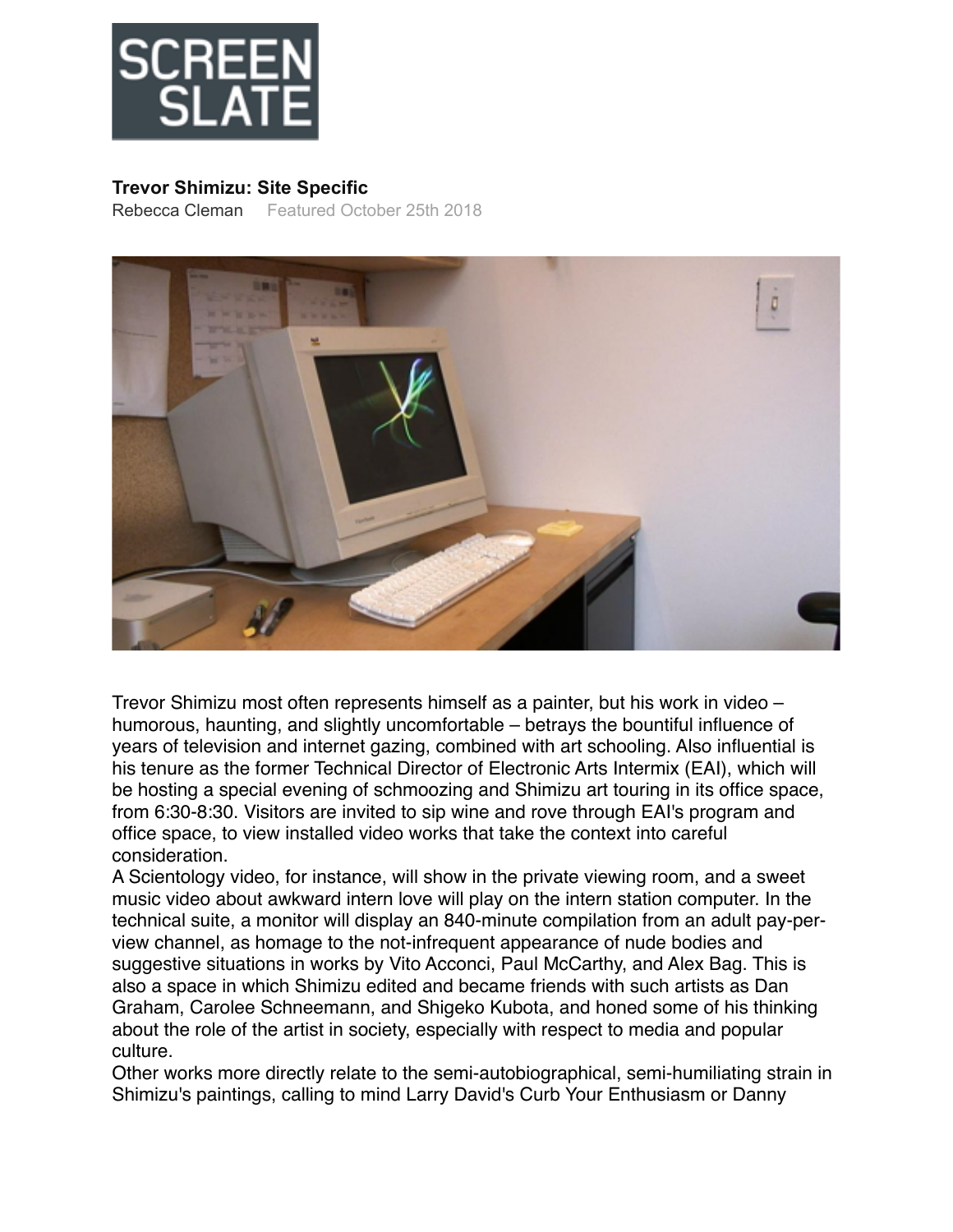SCREEN SLATE

**Trevor Shimizu: Site Specific**

Rebecca Cleman Featured October 25th 2018

Trevor Shimizu most often represents himself as a painter, but his work in video – humorous, haunting, and slightly uncomfortable – betrays the bountiful influence of years of television and internet gazing, combined with art schooling. Also influential is his tenure as the former Technical Director of Electronic Arts Intermix (EAI), which will be hosting a special evening of schmoozing and Shimizu art touring in its office space, from 6:30-8:30. Visitors are invited to sip wine and rove through EAI's program and office space, to view installed video works that take the context into careful consideration.

A Scientology video, for instance, will show in the private viewing room, and a sweet music video about awkward intern love will play on the intern station computer. In the technical suite, a monitor will display an 840-minute compilation from an adult pay-per-view channel, as homage to the not-infrequent appearance of nude bodies and suggestive situations in works by Vito Acconci, Paul McCarthy, and Alex Bag. This is also a space in which Shimizu edited and became friends with such artists as Dan Graham, Carolee Schneemann, and Shigeko Kubota, and honed some of his thinking about the role of the artist in society, especially with respect to media and popular culture.

Other works more directly relate to the semi-autobiographical, semi-humiliating strain in Shimizu's paintings, calling to mind Larry David's Curb Your Enthusiasm or Danny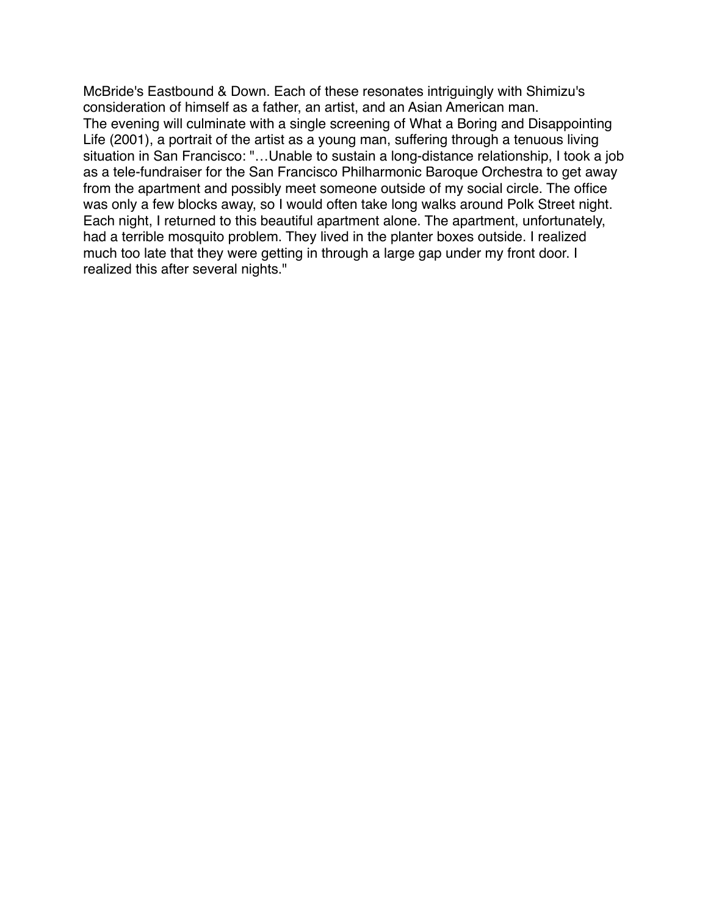McBride's Eastbound & Down. Each of these resonates intriguingly with Shimizu's consideration of himself as a father, an artist, and an Asian American man.

The evening will culminate with a single screening of What a Boring and Disappointing Life (2001), a portrait of the artist as a young man, suffering through a tenuous living situation in San Francisco: "…Unable to sustain a long-distance relationship, I took a job as a tele-fundraiser for the San Francisco Philharmonic Baroque Orchestra to get away from the apartment and possibly meet someone outside of my social circle. The office was only a few blocks away, so I would often take long walks around Polk Street night. Each night, I returned to this beautiful apartment alone. The apartment, unfortunately, had a terrible mosquito problem. They lived in the planter boxes outside. I realized much too late that they were getting in through a large gap under my front door. I realized this after several nights."